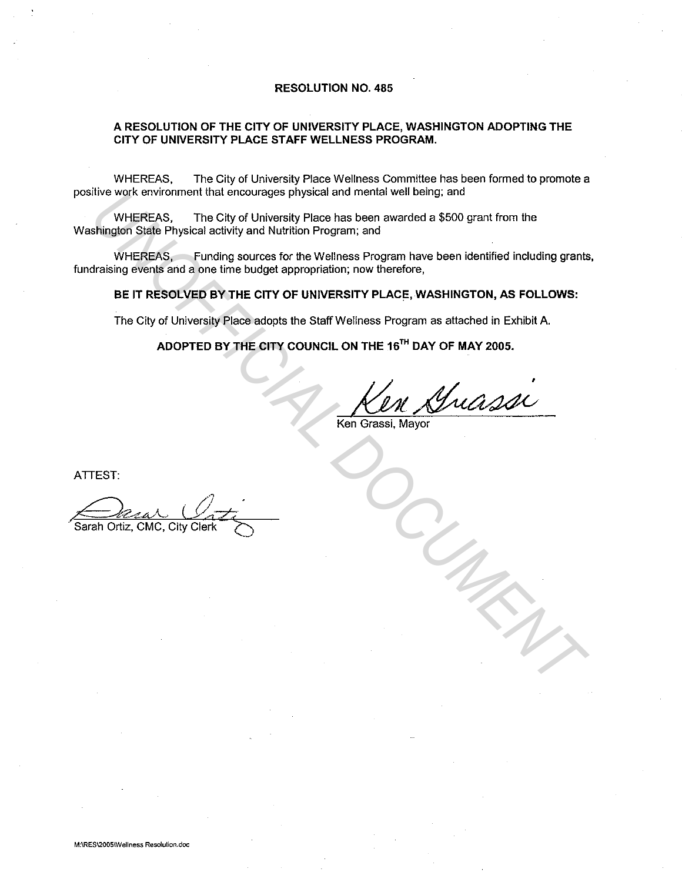# RESOLUTION NO. 485

## A RESOLUTION OF THE CITY OF UNIVERSITY PLACE, WASHINGTON ADOPTING THE CITY OF UNIVERSITY PLACE STAFF WELLNESS PROGRAM.

WHEREAS, The City of University Place Wellness Committee has been formed to promote a positive work environment that encourages physical and mental well being; and

WHEREAS, The City of University Place has been awarded a $500 grant from the Washington State Physical activity and Nutrition Program; and

WHEREAS, Funding sources for the Wellness Program have been identified including grants, fundraising events and a one time budget appropriation; now therefore,

**BE IT RESOLVED BY THE CITY OF UNIVERSITY PLACE, WASHINGTON, AS FOLLOWS:**

The City of University Place adopts the Staff Wellness Program as attached in Exhibit A.

**ADOPTED BY THE CITY COUNCIL ON THE 16TH DAY OF MAY 2005.**

Ken Grassi, Mayor

ATTEST:

Sarah Ortiz, CMC, City Clerk

UNOFFICIAL DOCUMENT

M:\RES\2005\Wellness Resolution.doc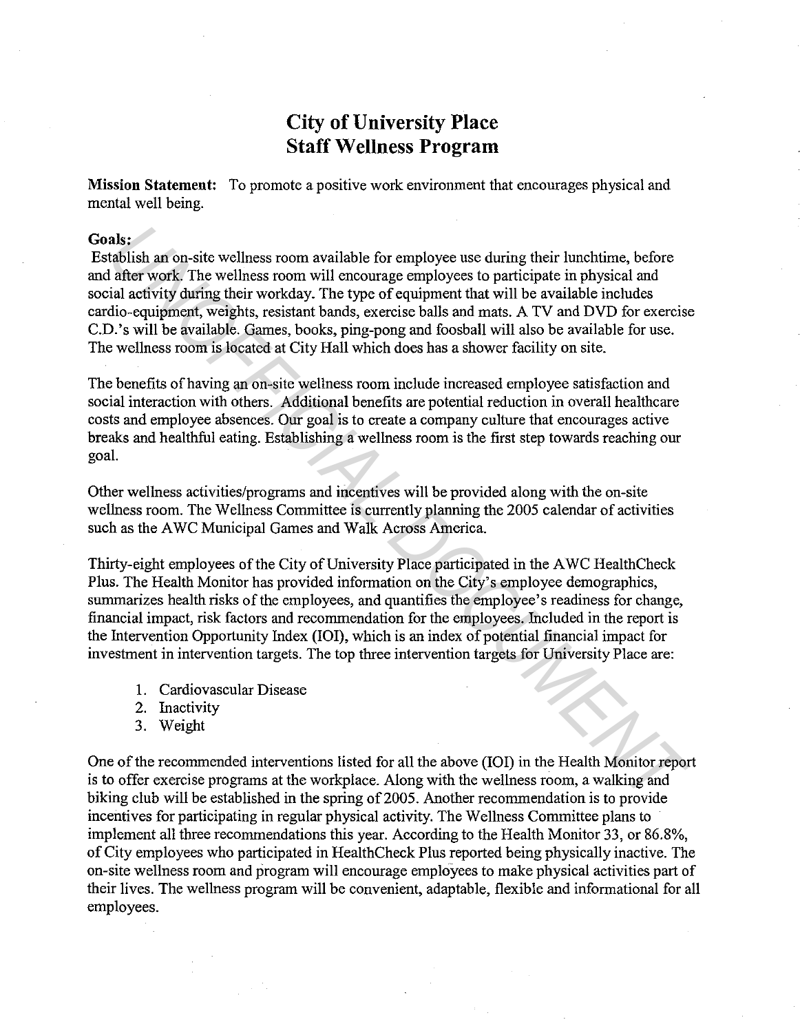# City of University Place
# Staff Wellness Program

**Mission Statement:** To promote a positive work environment that encourages physical and mental well being.

**Goals:**

Establish an on-site wellness room available for employee use during their lunchtime, before and after work. The wellness room will encourage employees to participate in physical and social activity during their workday. The type of equipment that will be available includes cardio-equipment, weights, resistant bands, exercise balls and mats. A TV and DVD for exercise C.D.'s will be available. Games, books, ping-pong and foosball will also be available for use. The wellness room is located at City Hall which does has a shower facility on site.

The benefits of having an on-site wellness room include increased employee satisfaction and social interaction with others. Additional benefits are potential reduction in overall healthcare costs and employee absences. Our goal is to create a company culture that encourages active breaks and healthful eating. Establishing a wellness room is the first step towards reaching our goal.

Other wellness activities/programs and incentives will be provided along with the on-site wellness room. The Wellness Committee is currently planning the 2005 calendar of activities such as the AWC Municipal Games and Walk Across America.

Thirty-eight employees of the City of University Place participated in the AWC HealthCheck Plus. The Health Monitor has provided information on the City's employee demographics, summarizes health risks of the employees, and quantifies the employee's readiness for change, financial impact, risk factors and recommendation for the employees. Included in the report is the Intervention Opportunity Index (IOI), which is an index of potential financial impact for investment in intervention targets. The top three intervention targets for University Place are:

1. Cardiovascular Disease
2. Inactivity
3. Weight

One of the recommended interventions listed for all the above (IOI) in the Health Monitor report is to offer exercise programs at the workplace. Along with the wellness room, a walking and biking club will be established in the spring of 2005. Another recommendation is to provide incentives for participating in regular physical activity. The Wellness Committee plans to implement all three recommendations this year. According to the Health Monitor 33, or 86.8%, of City employees who participated in HealthCheck Plus reported being physically inactive. The on-site wellness room and program will encourage employees to make physical activities part of their lives. The wellness program will be convenient, adaptable, flexible and informational for all employees.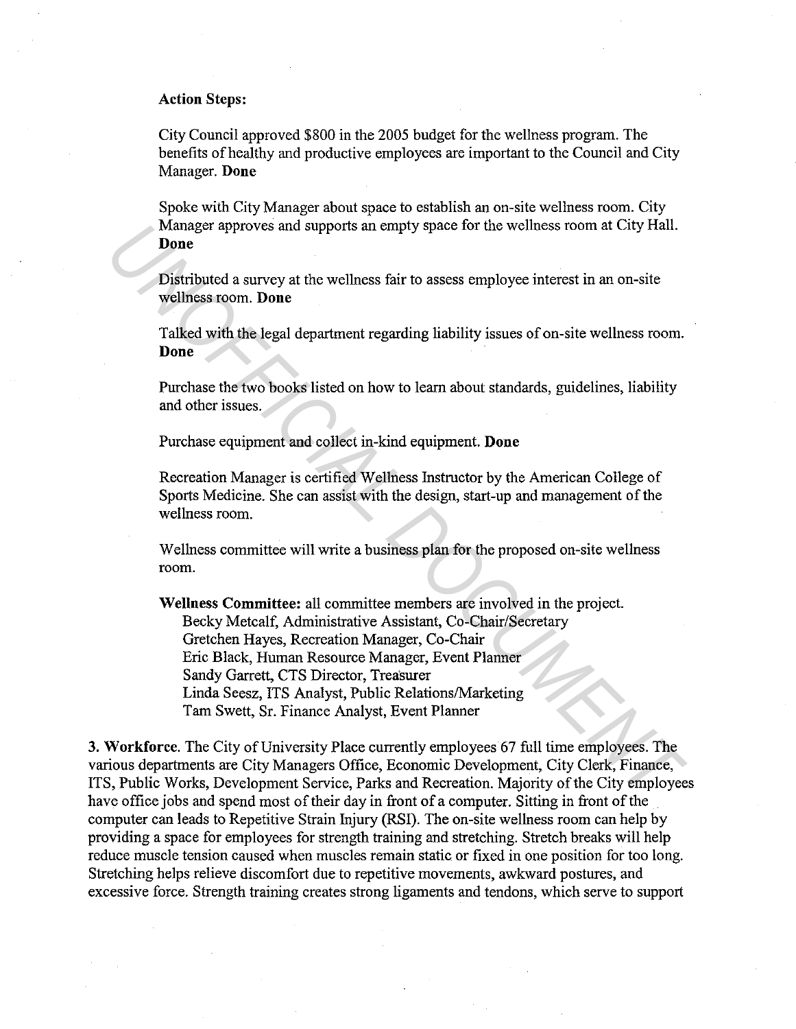**Action Steps:**

City Council approved $800 in the 2005 budget for the wellness program. The benefits of healthy and productive employees are important to the Council and City Manager. **Done**

Spoke with City Manager about space to establish an on-site wellness room. City Manager approves and supports an empty space for the wellness room at City Hall. **Done**

Distributed a survey at the wellness fair to assess employee interest in an on-site wellness room. **Done**

Talked with the legal department regarding liability issues of on-site wellness room. **Done**

Purchase the two books listed on how to learn about standards, guidelines, liability and other issues.

Purchase equipment and collect in-kind equipment. **Done**

Recreation Manager is certified Wellness Instructor by the American College of Sports Medicine. She can assist with the design, start-up and management of the wellness room.

Wellness committee will write a business plan for the proposed on-site wellness room.

**Wellness Committee:** all committee members are involved in the project.

- Becky Metcalf, Administrative Assistant, Co-Chair/Secretary
- Gretchen Hayes, Recreation Manager, Co-Chair
- Eric Black, Human Resource Manager, Event Planner
- Sandy Garrett, CTS Director, Treasurer
- Linda Seesz, ITS Analyst, Public Relations/Marketing
- Tam Swett, Sr. Finance Analyst, Event Planner

**3. Workforce**. The City of University Place currently employees 67 full time employees. The various departments are City Managers Office, Economic Development, City Clerk, Finance, ITS, Public Works, Development Service, Parks and Recreation. Majority of the City employees have office jobs and spend most of their day in front of a computer. Sitting in front of the computer can leads to Repetitive Strain Injury (RSI). The on-site wellness room can help by providing a space for employees for strength training and stretching. Stretch breaks will help reduce muscle tension caused when muscles remain static or fixed in one position for too long. Stretching helps relieve discomfort due to repetitive movements, awkward postures, and excessive force. Strength training creates strong ligaments and tendons, which serve to support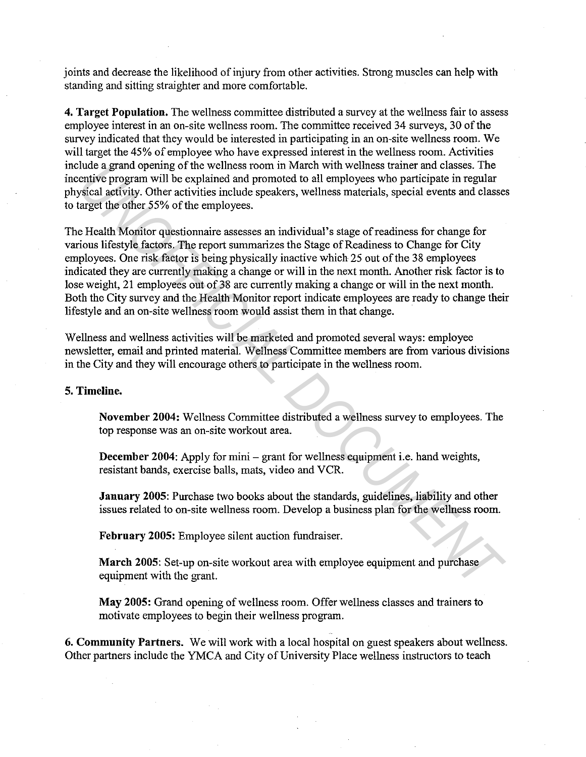joints and decrease the likelihood of injury from other activities. Strong muscles can help with standing and sitting straighter and more comfortable.

**4. Target Population.** The wellness committee distributed a survey at the wellness fair to assess employee interest in an on-site wellness room. The committee received 34 surveys, 30 of the survey indicated that they would be interested in participating in an on-site wellness room. We will target the 45% of employee who have expressed interest in the wellness room. Activities include a grand opening of the wellness room in March with wellness trainer and classes. The incentive program will be explained and promoted to all employees who participate in regular physical activity. Other activities include speakers, wellness materials, special events and classes to target the other 55% of the employees.

The Health Monitor questionnaire assesses an individual's stage of readiness for change for various lifestyle factors. The report summarizes the Stage of Readiness to Change for City employees. One risk factor is being physically inactive which 25 out of the 38 employees indicated they are currently making a change or will in the next month. Another risk factor is to lose weight, 21 employees out of 38 are currently making a change or will in the next month. Both the City survey and the Health Monitor report indicate employees are ready to change their lifestyle and an on-site wellness room would assist them in that change.

Wellness and wellness activities will be marketed and promoted several ways: employee newsletter, email and printed material. Wellness Committee members are from various divisions in the City and they will encourage others to participate in the wellness room.

**5. Timeline.**

> **November 2004:** Wellness Committee distributed a wellness survey to employees. The top response was an on-site workout area.
>
> **December 2004**: Apply for mini – grant for wellness equipment i.e. hand weights, resistant bands, exercise balls, mats, video and VCR.
>
> **January 2005**: Purchase two books about the standards, guidelines, liability and other issues related to on-site wellness room. Develop a business plan for the wellness room.
>
> **February 2005:** Employee silent auction fundraiser.
>
> **March 2005**: Set-up on-site workout area with employee equipment and purchase equipment with the grant.
>
> **May 2005:** Grand opening of wellness room. Offer wellness classes and trainers to motivate employees to begin their wellness program.

**6. Community Partners.** We will work with a local hospital on guest speakers about wellness. Other partners include the YMCA and City of University Place wellness instructors to teach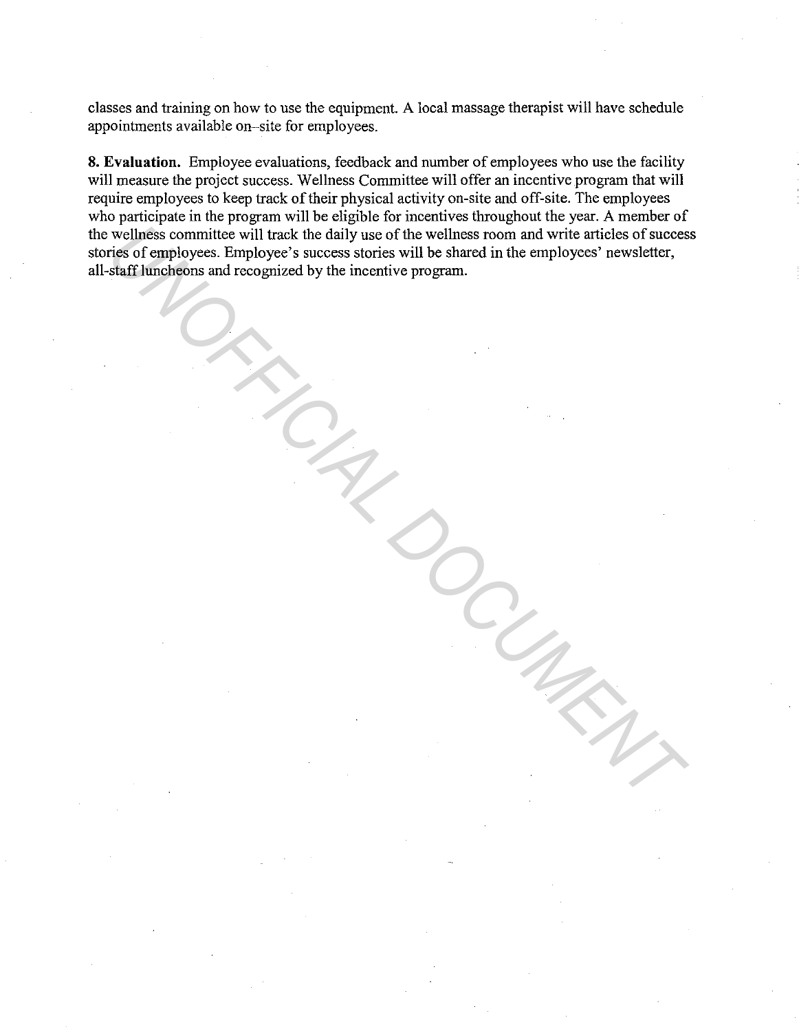classes and training on how to use the equipment. A local massage therapist will have schedule appointments available on–site for employees.

**8. Evaluation.** Employee evaluations, feedback and number of employees who use the facility will measure the project success. Wellness Committee will offer an incentive program that will require employees to keep track of their physical activity on-site and off-site. The employees who participate in the program will be eligible for incentives throughout the year. A member of the wellness committee will track the daily use of the wellness room and write articles of success stories of employees. Employee's success stories will be shared in the employees' newsletter, all-staff luncheons and recognized by the incentive program.